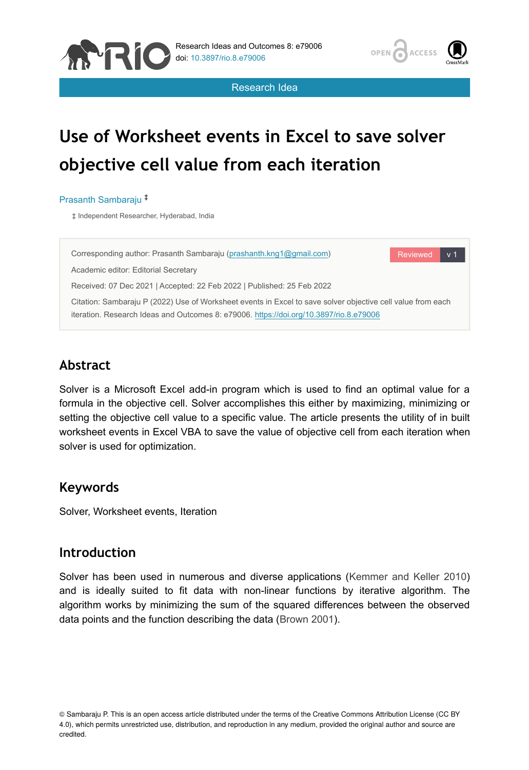Research Idea

# Use of Worksheet events in Excel to save solver objective cell value from each iteration

Prasanth Sambaraju [‡]

[‡] Independent Researcher, Hyderabad, India

Corresponding author: Prasanth Sambaraju (prashanth.kng1@gmail.com)

Academic editor: Editorial Secretary

Received: 07 Dec 2021 | Accepted: 22 Feb 2022 | Published: 25 Feb 2022

Citation: Sambaraju P (2022) Use of Worksheet events in Excel to save solver objective cell value from each iteration. Research Ideas and Outcomes 8: e79006. https://doi.org/10.3897/rio.8.e79006

## Abstract

Solver is a Microsoft Excel add-in program which is used to find an optimal value for a formula in the objective cell. Solver accomplishes this either by maximizing, minimizing or setting the objective cell value to a specific value. The article presents the utility of in built worksheet events in Excel VBA to save the value of objective cell from each iteration when solver is used for optimization.

## Keywords

Solver, Worksheet events, Iteration

## Introduction

Solver has been used in numerous and diverse applications (Kemmer and Keller 2010) and is ideally suited to fit data with non-linear functions by iterative algorithm. The algorithm works by minimizing the sum of the squared differences between the observed data points and the function describing the data (Brown 2001).

© Sambaraju P. This is an open access article distributed under the terms of the Creative Commons Attribution License (CC BY 4.0), which permits unrestricted use, distribution, and reproduction in any medium, provided the original author and source are credited.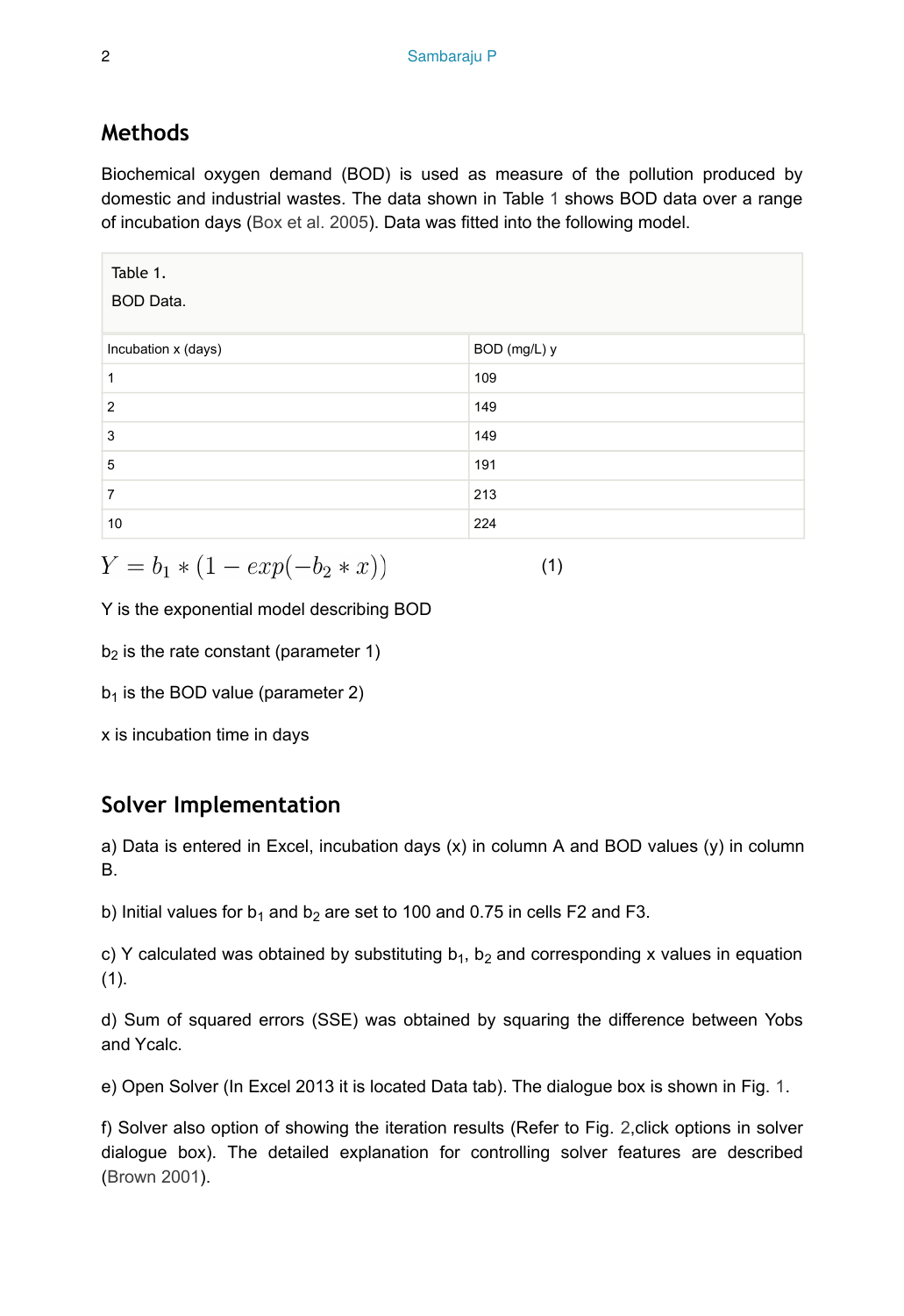## Methods

Biochemical oxygen demand (BOD) is used as measure of the pollution produced by domestic and industrial wastes. The data shown in Table 1 shows BOD data over a range of incubation days (Box et al. 2005). Data was fitted into the following model.

Table 1.

BOD Data.

| Incubation x (days) | BOD (mg/L) y |
| --- | --- |
| 1 | 109 |
| 2 | 149 |
| 3 | 149 |
| 5 | 191 |
| 7 | 213 |
| 10 | 224 |

$$Y = b_1 * (1 - exp(-b_2 * x)) \quad (1)$$

Y is the exponential model describing BOD

$b_2$ is the rate constant (parameter 1)

$b_1$ is the BOD value (parameter 2)

x is incubation time in days

## Solver Implementation

a) Data is entered in Excel, incubation days (x) in column A and BOD values (y) in column B.

b) Initial values for $b_1$ and $b_2$ are set to 100 and 0.75 in cells F2 and F3.

c) Y calculated was obtained by substituting $b_1$, $b_2$ and corresponding x values in equation (1).

d) Sum of squared errors (SSE) was obtained by squaring the difference between Yobs and Ycalc.

e) Open Solver (In Excel 2013 it is located Data tab). The dialogue box is shown in Fig. 1.

f) Solver also option of showing the iteration results (Refer to Fig. 2,click options in solver dialogue box). The detailed explanation for controlling solver features are described (Brown 2001).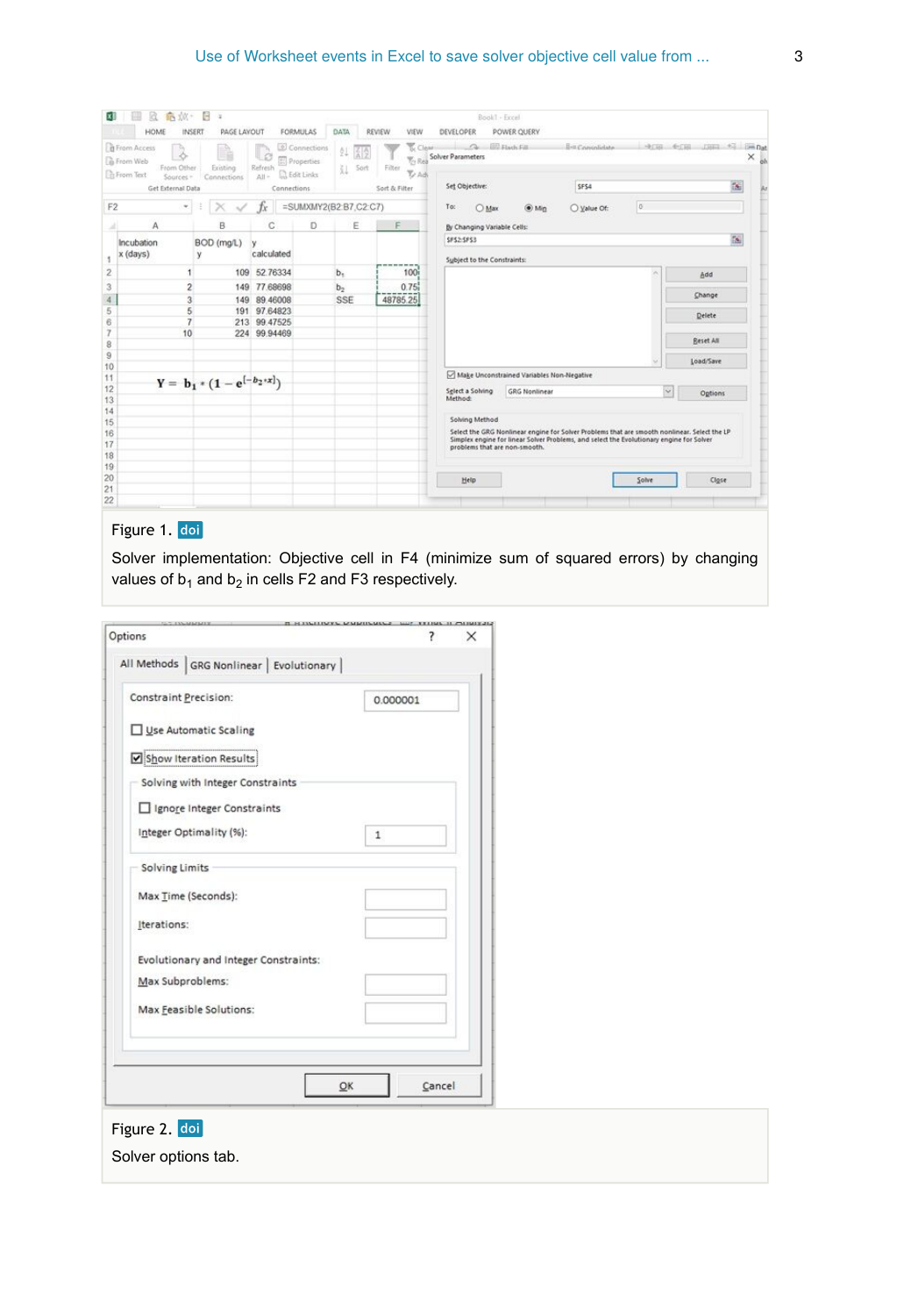Figure 1. doi

Solver implementation: Objective cell in F4 (minimize sum of squared errors) by changing values of $b_1$ and $b_2$ in cells F2 and F3 respectively.

Figure 2. doi

Solver options tab.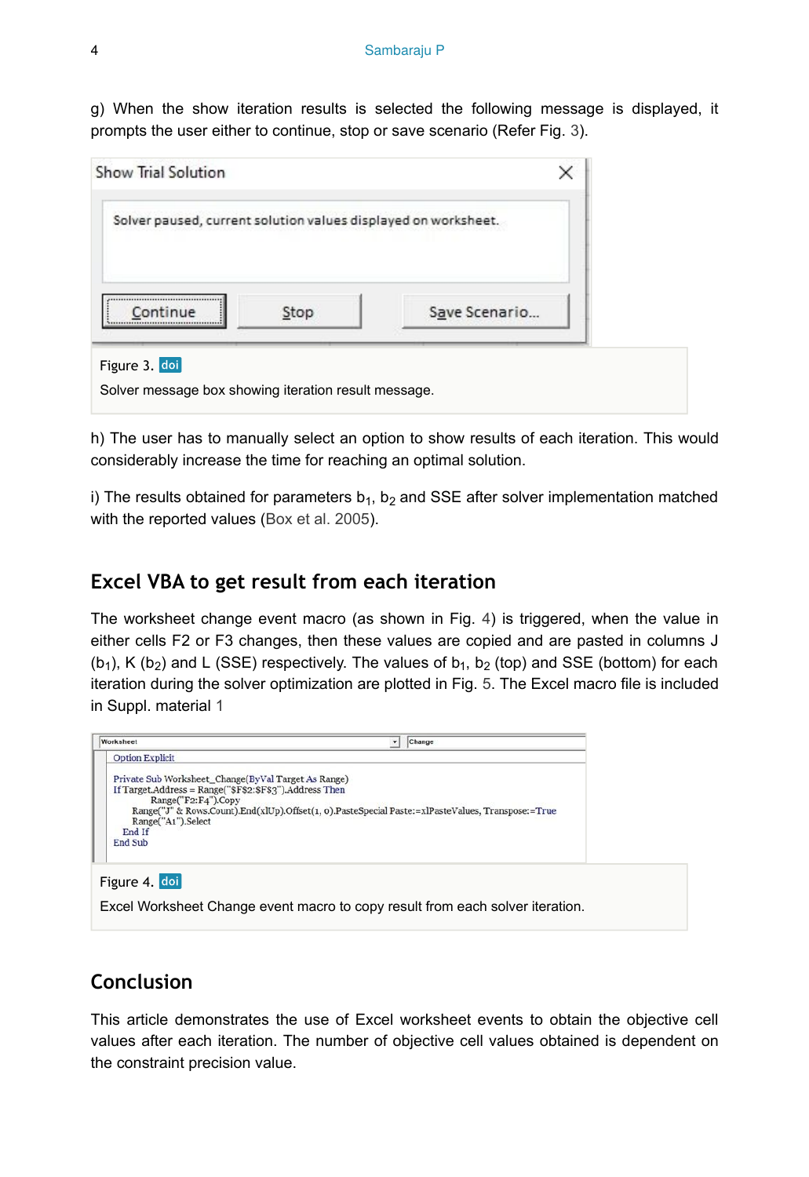g) When the show iteration results is selected the following message is displayed, it prompts the user either to continue, stop or save scenario (Refer Fig. 3).

Show Trial Solution

Solver paused, current solution values displayed on worksheet.

Continue | Stop | Save Scenario...

Figure 3. doi

Solver message box showing iteration result message.

h) The user has to manually select an option to show results of each iteration. This would considerably increase the time for reaching an optimal solution.

i) The results obtained for parameters $b_1$, $b_2$ and SSE after solver implementation matched with the reported values (Box et al. 2005).

## Excel VBA to get result from each iteration

The worksheet change event macro (as shown in Fig. 4) is triggered, when the value in either cells F2 or F3 changes, then these values are copied and are pasted in columns J ($b_1$), K ($b_2$) and L (SSE) respectively. The values of $b_1$, $b_2$ (top) and SSE (bottom) for each iteration during the solver optimization are plotted in Fig. 5. The Excel macro file is included in Suppl. material 1

```
Option Explicit

Private Sub Worksheet_Change(ByVal Target As Range)
If Target.Address = Range("$F$2:$F$3").Address Then
        Range("F2:F4").Copy
    Range("J" & Rows.Count).End(xlUp).Offset(1, 0).PasteSpecial Paste:=xlPasteValues, Transpose:=True
    Range("A1").Select
  End If
End Sub
```

Figure 4. doi

Excel Worksheet Change event macro to copy result from each solver iteration.

## Conclusion

This article demonstrates the use of Excel worksheet events to obtain the objective cell values after each iteration. The number of objective cell values obtained is dependent on the constraint precision value.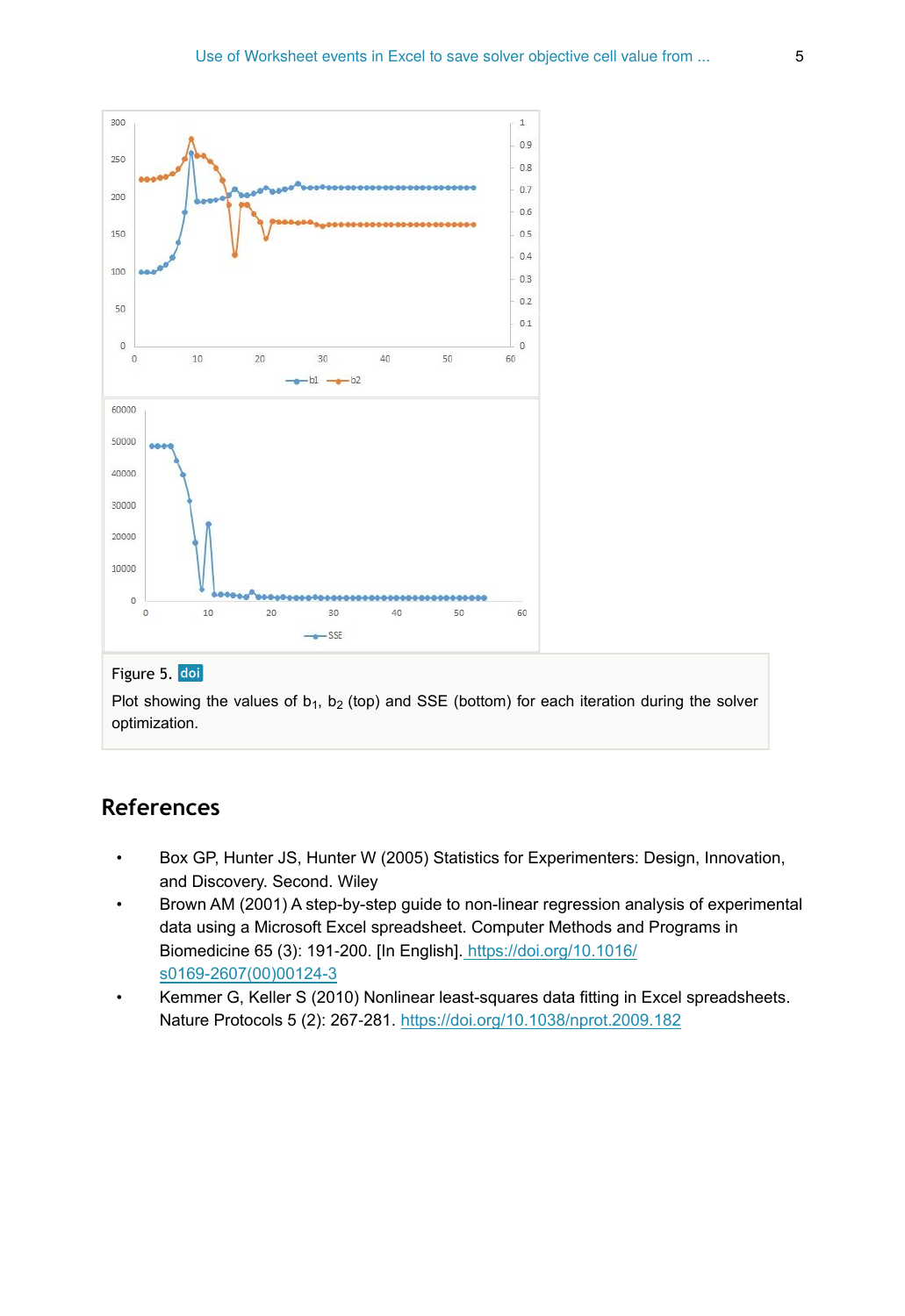Figure 5. doi

Plot showing the values of $b_1$, $b_2$ (top) and SSE (bottom) for each iteration during the solver optimization.

## References

- Box GP, Hunter JS, Hunter W (2005) Statistics for Experimenters: Design, Innovation, and Discovery. Second. Wiley
- Brown AM (2001) A step-by-step guide to non-linear regression analysis of experimental data using a Microsoft Excel spreadsheet. Computer Methods and Programs in Biomedicine 65 (3): 191-200. [In English]. https://doi.org/10.1016/s0169-2607(00)00124-3
- Kemmer G, Keller S (2010) Nonlinear least-squares data fitting in Excel spreadsheets. Nature Protocols 5 (2): 267-281. https://doi.org/10.1038/nprot.2009.182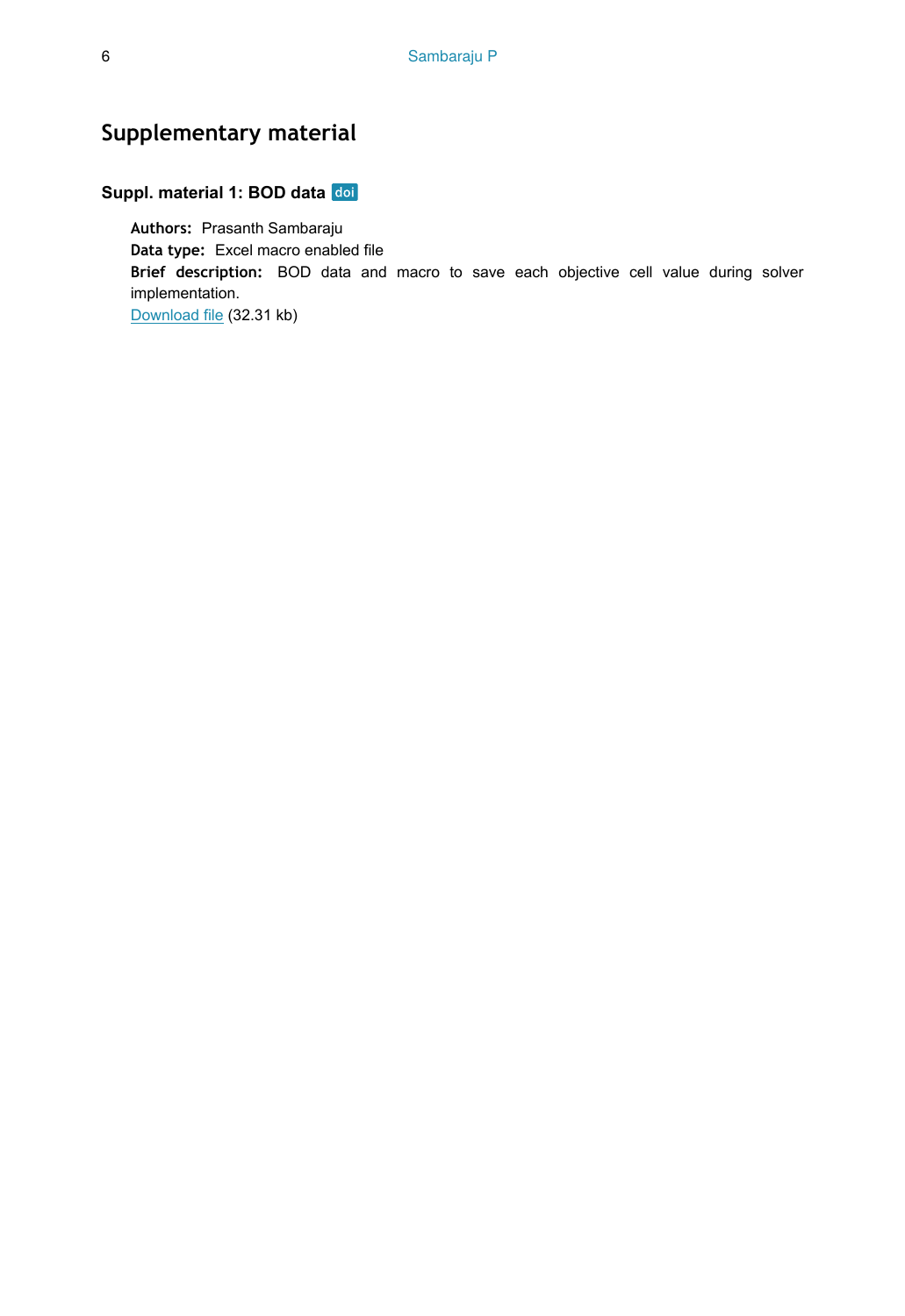## Supplementary material

### Suppl. material 1: BOD data doi

**Authors:** Prasanth Sambaraju
**Data type:** Excel macro enabled file
**Brief description:** BOD data and macro to save each objective cell value during solver implementation.
Download file (32.31 kb)